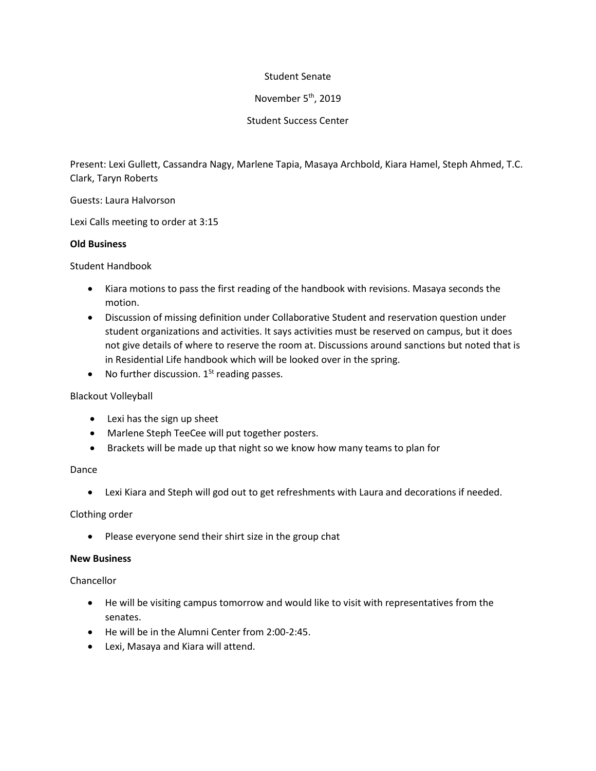Student Senate

November 5th, 2019

Student Success Center

Present: Lexi Gullett, Cassandra Nagy, Marlene Tapia, Masaya Archbold, Kiara Hamel, Steph Ahmed, T.C. Clark, Taryn Roberts

Guests: Laura Halvorson

Lexi Calls meeting to order at 3:15

**Old Business**

Student Handbook

- Kiara motions to pass the first reading of the handbook with revisions. Masaya seconds the motion.
- Discussion of missing definition under Collaborative Student and reservation question under student organizations and activities. It says activities must be reserved on campus, but it does not give details of where to reserve the room at. Discussions around sanctions but noted that is in Residential Life handbook which will be looked over in the spring.
- No further discussion. 1St reading passes.

Blackout Volleyball

- Lexi has the sign up sheet
- Marlene Steph TeeCee will put together posters.
- Brackets will be made up that night so we know how many teams to plan for

Dance

- Lexi Kiara and Steph will god out to get refreshments with Laura and decorations if needed.

Clothing order

- Please everyone send their shirt size in the group chat

**New Business**

Chancellor

- He will be visiting campus tomorrow and would like to visit with representatives from the senates.
- He will be in the Alumni Center from 2:00-2:45.
- Lexi, Masaya and Kiara will attend.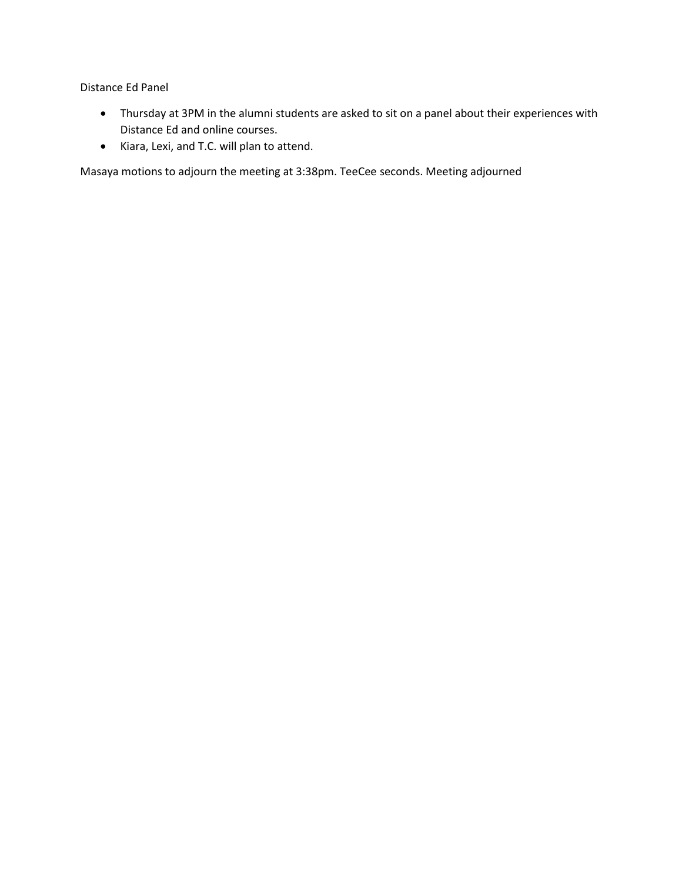Distance Ed Panel

- Thursday at 3PM in the alumni students are asked to sit on a panel about their experiences with Distance Ed and online courses.
- Kiara, Lexi, and T.C. will plan to attend.

Masaya motions to adjourn the meeting at 3:38pm. TeeCee seconds. Meeting adjourned